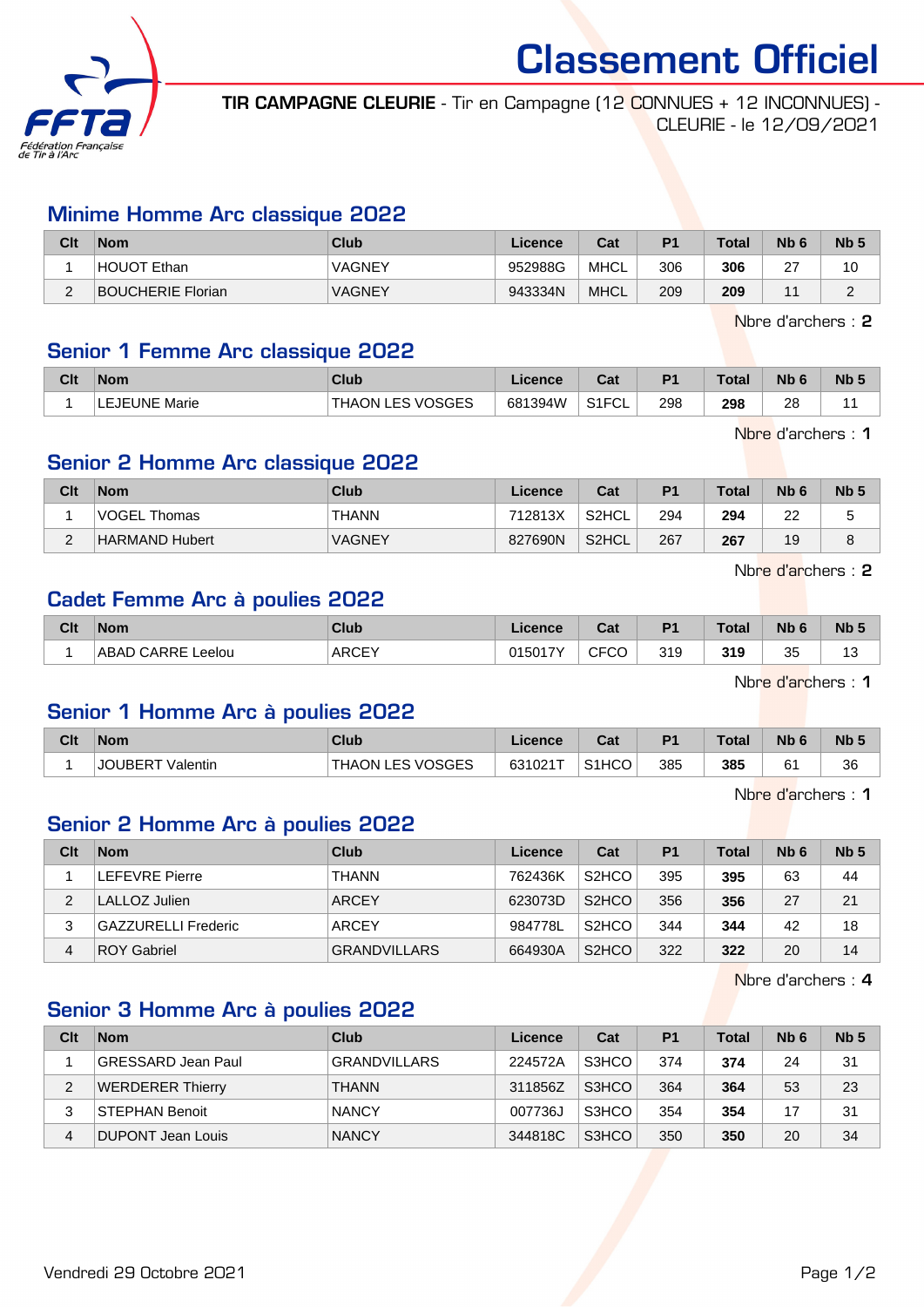# Classement Officiel

**TIR CAMPAGNE CLEURIE** - Tir en Campagne (12 CONNUES + 12 INCONNUES) - CLEURIE - le 12/09/2021

## Minime Homme Arc classique 2022

| Clt | Nom | Club | Licence | Cat | P1 | Total | Nb 6 | Nb 5 |
|---|---|---|---|---|---|---|---|---|
| 1 | HOUOT Ethan | VAGNEY | 952988G | MHCL | 306 | **306** | 27 | 10 |
| 2 | BOUCHERIE Florian | VAGNEY | 943334N | MHCL | 209 | **209** | 11 | 2 |

Nbre d'archers : **2**

## Senior 1 Femme Arc classique 2022

| Clt | Nom | Club | Licence | Cat | P1 | Total | Nb 6 | Nb 5 |
|---|---|---|---|---|---|---|---|---|
| 1 | LEJEUNE Marie | THAON LES VOSGES | 681394W | S1FCL | 298 | **298** | 28 | 11 |

Nbre d'archers : **1**

## Senior 2 Homme Arc classique 2022

| Clt | Nom | Club | Licence | Cat | P1 | Total | Nb 6 | Nb 5 |
|---|---|---|---|---|---|---|---|---|
| 1 | VOGEL Thomas | THANN | 712813X | S2HCL | 294 | **294** | 22 | 5 |
| 2 | HARMAND Hubert | VAGNEY | 827690N | S2HCL | 267 | **267** | 19 | 8 |

Nbre d'archers : **2**

## Cadet Femme Arc à poulies 2022

| Clt | Nom | Club | Licence | Cat | P1 | Total | Nb 6 | Nb 5 |
|---|---|---|---|---|---|---|---|---|
| 1 | ABAD CARRE Leelou | ARCEY | 015017Y | CFCO | 319 | **319** | 35 | 13 |

Nbre d'archers : **1**

## Senior 1 Homme Arc à poulies 2022

| Clt | Nom | Club | Licence | Cat | P1 | Total | Nb 6 | Nb 5 |
|---|---|---|---|---|---|---|---|---|
| 1 | JOUBERT Valentin | THAON LES VOSGES | 631021T | S1HCO | 385 | **385** | 61 | 36 |

Nbre d'archers : **1**

## Senior 2 Homme Arc à poulies 2022

| Clt | Nom | Club | Licence | Cat | P1 | Total | Nb 6 | Nb 5 |
|---|---|---|---|---|---|---|---|---|
| 1 | LEFEVRE Pierre | THANN | 762436K | S2HCO | 395 | **395** | 63 | 44 |
| 2 | LALLOZ Julien | ARCEY | 623073D | S2HCO | 356 | **356** | 27 | 21 |
| 3 | GAZZURELLI Frederic | ARCEY | 984778L | S2HCO | 344 | **344** | 42 | 18 |
| 4 | ROY Gabriel | GRANDVILLARS | 664930A | S2HCO | 322 | **322** | 20 | 14 |

Nbre d'archers : **4**

## Senior 3 Homme Arc à poulies 2022

| Clt | Nom | Club | Licence | Cat | P1 | Total | Nb 6 | Nb 5 |
|---|---|---|---|---|---|---|---|---|
| 1 | GRESSARD Jean Paul | GRANDVILLARS | 224572A | S3HCO | 374 | **374** | 24 | 31 |
| 2 | WERDERER Thierry | THANN | 311856Z | S3HCO | 364 | **364** | 53 | 23 |
| 3 | STEPHAN Benoit | NANCY | 007736J | S3HCO | 354 | **354** | 17 | 31 |
| 4 | DUPONT Jean Louis | NANCY | 344818C | S3HCO | 350 | **350** | 20 | 34 |

Vendredi 29 Octobre 2021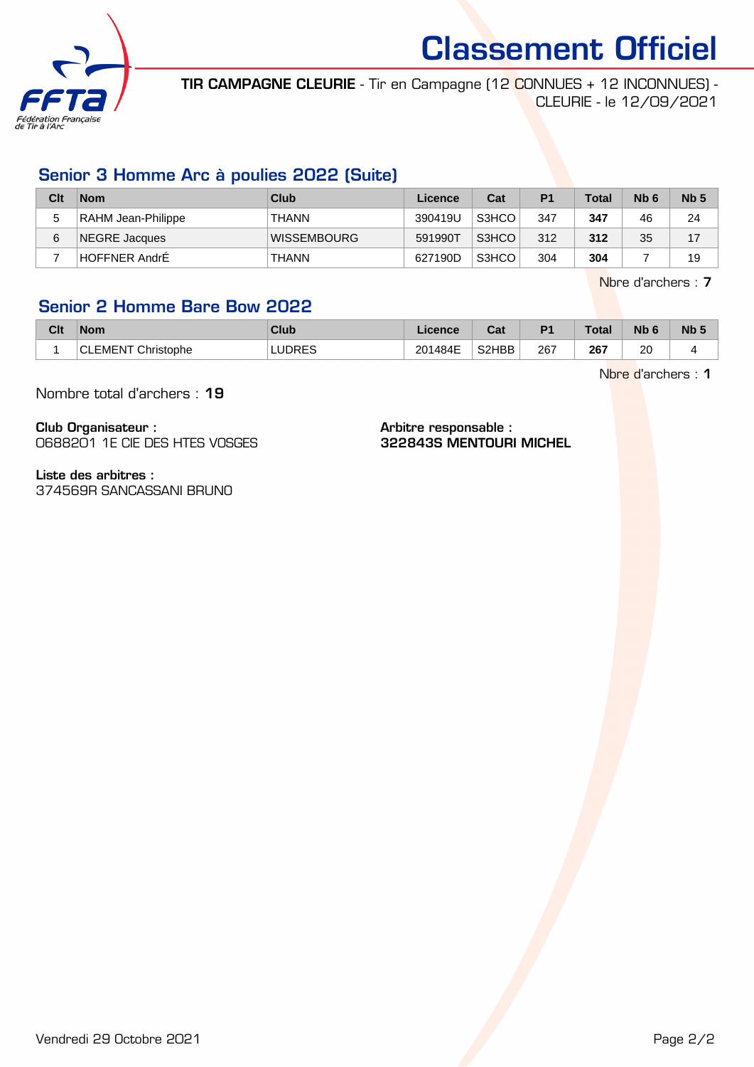# Classement Officiel

**TIR CAMPAGNE CLEURIE** - Tir en Campagne (12 CONNUES + 12 INCONNUES) - CLEURIE - le 12/09/2021

## Senior 3 Homme Arc à poulies 2022 (Suite)

| Clt | Nom | Club | Licence | Cat | P1 | Total | Nb 6 | Nb 5 |
|---|---|---|---|---|---|---|---|---|
| 5 | RAHM Jean-Philippe | THANN | 390419U | S3HCO | 347 | **347** | 46 | 24 |
| 6 | NEGRE Jacques | WISSEMBOURG | 591990T | S3HCO | 312 | **312** | 35 | 17 |
| 7 | HOFFNER AndrÉ | THANN | 627190D | S3HCO | 304 | **304** | 7 | 19 |

Nbre d'archers : **7**

## Senior 2 Homme Bare Bow 2022

| Clt | Nom | Club | Licence | Cat | P1 | Total | Nb 6 | Nb 5 |
|---|---|---|---|---|---|---|---|---|
| 1 | CLEMENT Christophe | LUDRES | 201484E | S2HBB | 267 | **267** | 20 | 4 |

Nbre d'archers : **1**

Nombre total d'archers : **19**

**Club Organisateur :**
0688201 1E CIE DES HTES VOSGES

**Arbitre responsable :**
**322843S MENTOURI MICHEL**

**Liste des arbitres :**
374569R SANCASSANI BRUNO

Vendredi 29 Octobre 2021